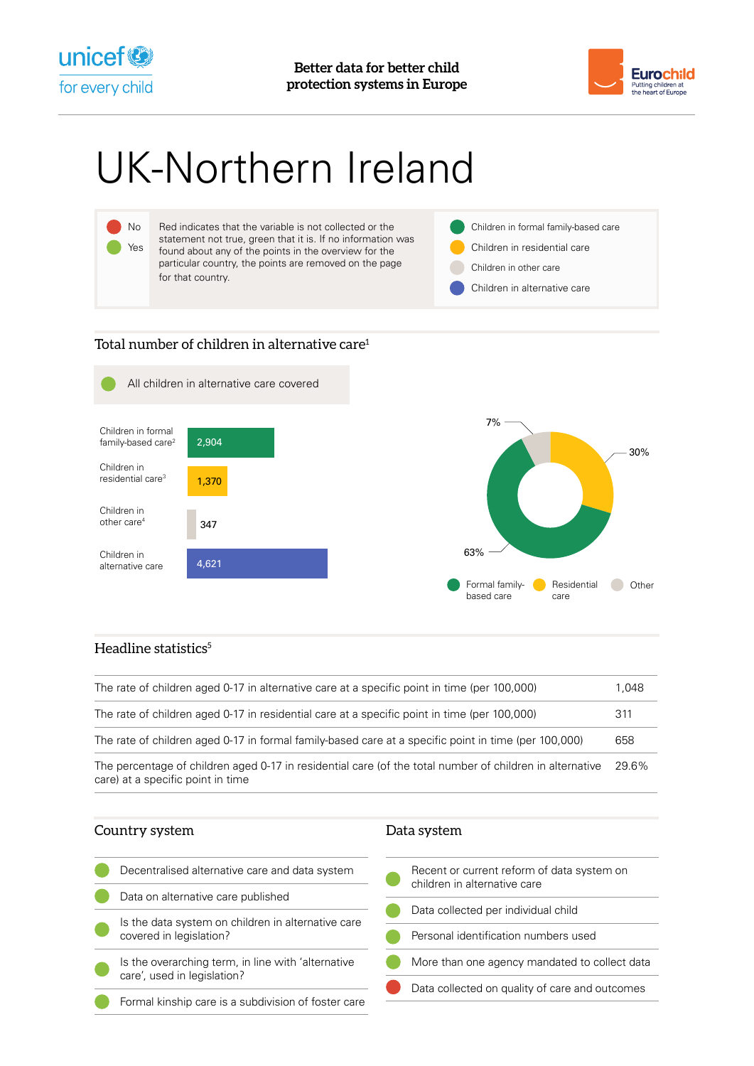# UK-Northern Ireland

| | |
|---|---|
| 🔴 No | Red indicates that the variable is not collected or the statement not true, green that it is. If no information was found about any of the points in the overview for the particular country, the points are removed on the page for that country. |
| 🟢 Yes | |

Legend:
- Children in formal family-based care
- Children in residential care
- Children in other care
- Children in alternative care

## Total number of children in alternative care[1]

🟢 All children in alternative care covered

| Category | Number |
|---|---|
| Children in formal family-based care[2] | 2,904 |
| Children in residential care[3] | 1,370 |
| Children in other care[4] | 347 |
| Children in alternative care | 4,621 |

| Type | Share |
|---|---|
| Formal family-based care | 63% |
| Residential care | 30% |
| Other | 7% |

## Headline statistics[5]

| Statistic | Value |
|---|---|
| The rate of children aged 0-17 in alternative care at a specific point in time (per 100,000) | 1,048 |
| The rate of children aged 0-17 in residential care at a specific point in time (per 100,000) | 311 |
| The rate of children aged 0-17 in formal family-based care at a specific point in time (per 100,000) | 658 |
| The percentage of children aged 0-17 in residential care (of the total number of children in alternative care) at a specific point in time | 29.6% |

## Country system

| | |
|---|---|
| 🟢 | Decentralised alternative care and data system |
| 🟢 | Data on alternative care published |
| 🟢 | Is the data system on children in alternative care covered in legislation? |
| 🟢 | Is the overarching term, in line with 'alternative care', used in legislation? |
| 🟢 | Formal kinship care is a subdivision of foster care |

## Data system

| | |
|---|---|
| 🟢 | Recent or current reform of data system on children in alternative care |
| 🟢 | Data collected per individual child |
| 🟢 | Personal identification numbers used |
| 🟢 | More than one agency mandated to collect data |
| 🔴 | Data collected on quality of care and outcomes |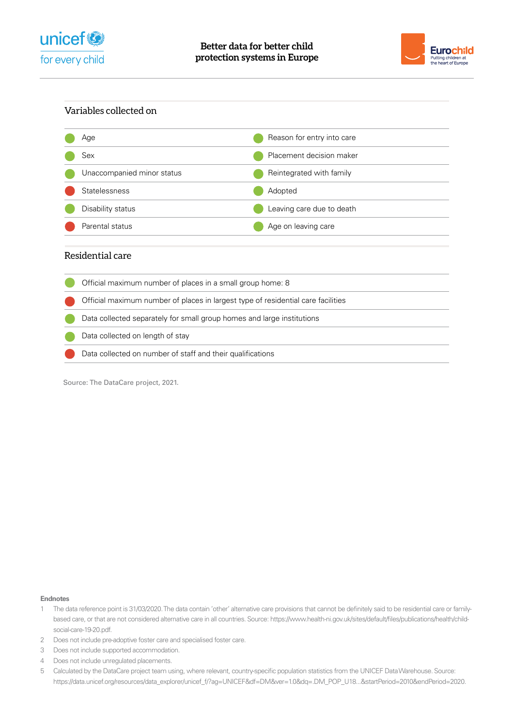## Variables collected on

| | |
|---|---|
| 🟢 Age | 🟢 Reason for entry into care |
| 🟢 Sex | 🟢 Placement decision maker |
| 🟢 Unaccompanied minor status | 🟢 Reintegrated with family |
| 🔴 Statelessness | 🟢 Adopted |
| 🟢 Disability status | 🟢 Leaving care due to death |
| 🔴 Parental status | 🟢 Age on leaving care |

## Residential care

| |
|---|
| 🟢 Official maximum number of places in a small group home: 8 |
| 🔴 Official maximum number of places in largest type of residential care facilities |
| 🟢 Data collected separately for small group homes and large institutions |
| 🟢 Data collected on length of stay |
| 🔴 Data collected on number of staff and their qualifications |

Source: The DataCare project, 2021.

**Endnotes**

1. The data reference point is 31/03/2020. The data contain 'other' alternative care provisions that cannot be definitely said to be residential care or family-based care, or that are not considered alternative care in all countries. Source: https://www.health-ni.gov.uk/sites/default/files/publications/health/child-social-care-19-20.pdf.
2. Does not include pre-adoptive foster care and specialised foster care.
3. Does not include supported accommodation.
4. Does not include unregulated placements.
5. Calculated by the DataCare project team using, where relevant, country-specific population statistics from the UNICEF Data Warehouse. Source: https://data.unicef.org/resources/data_explorer/unicef_f/?ag=UNICEF&df=DM&ver=1.0&dq=.DM_POP_U18...&startPeriod=2010&endPeriod=2020.